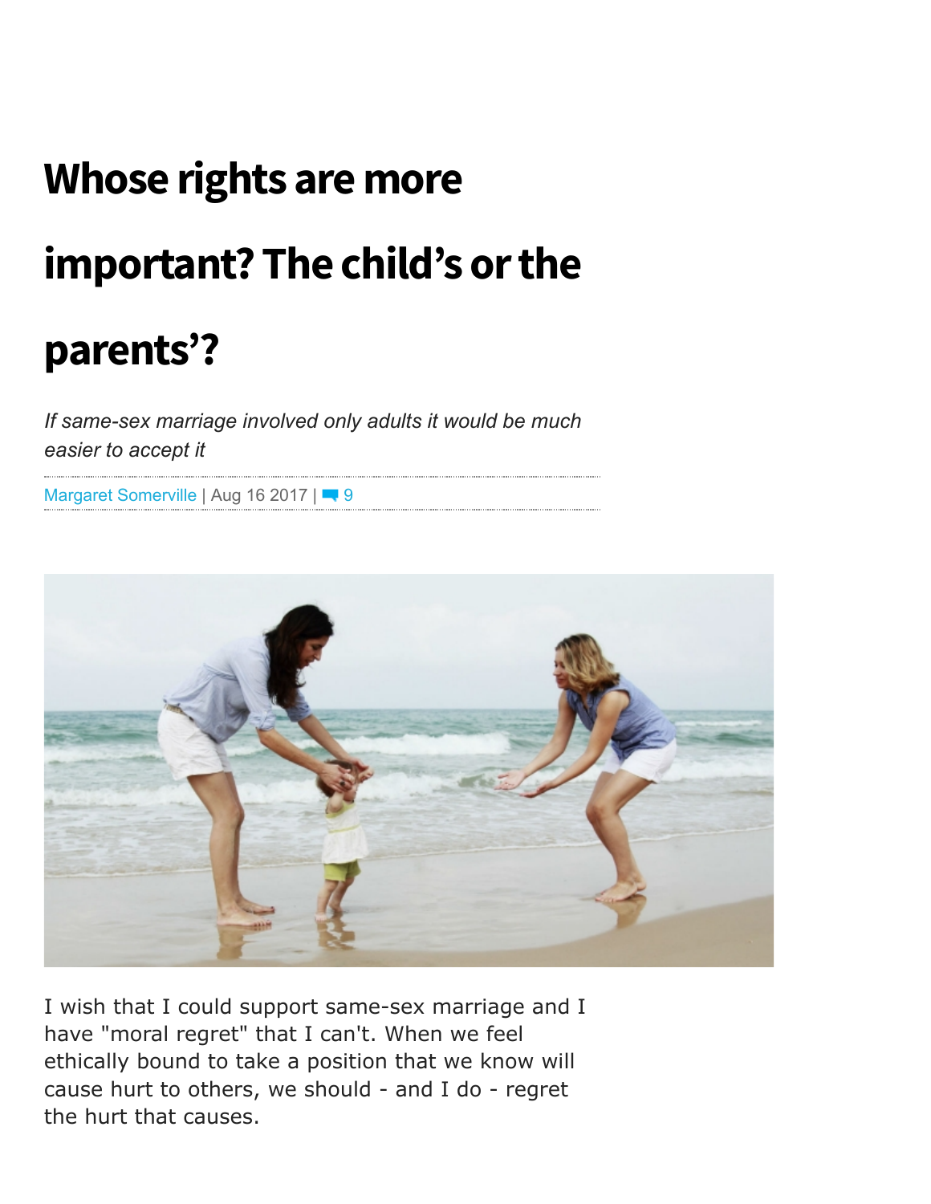# Whose rights are more important? The child's or the parents'?

*If same-sex marriage involved only adults it would be much easier to accept it*

Margaret Somerville | Aug 16 2017 | 9

I wish that I could support same-sex marriage and I have "moral regret" that I can't. When we feel ethically bound to take a position that we know will cause hurt to others, we should - and I do - regret the hurt that causes.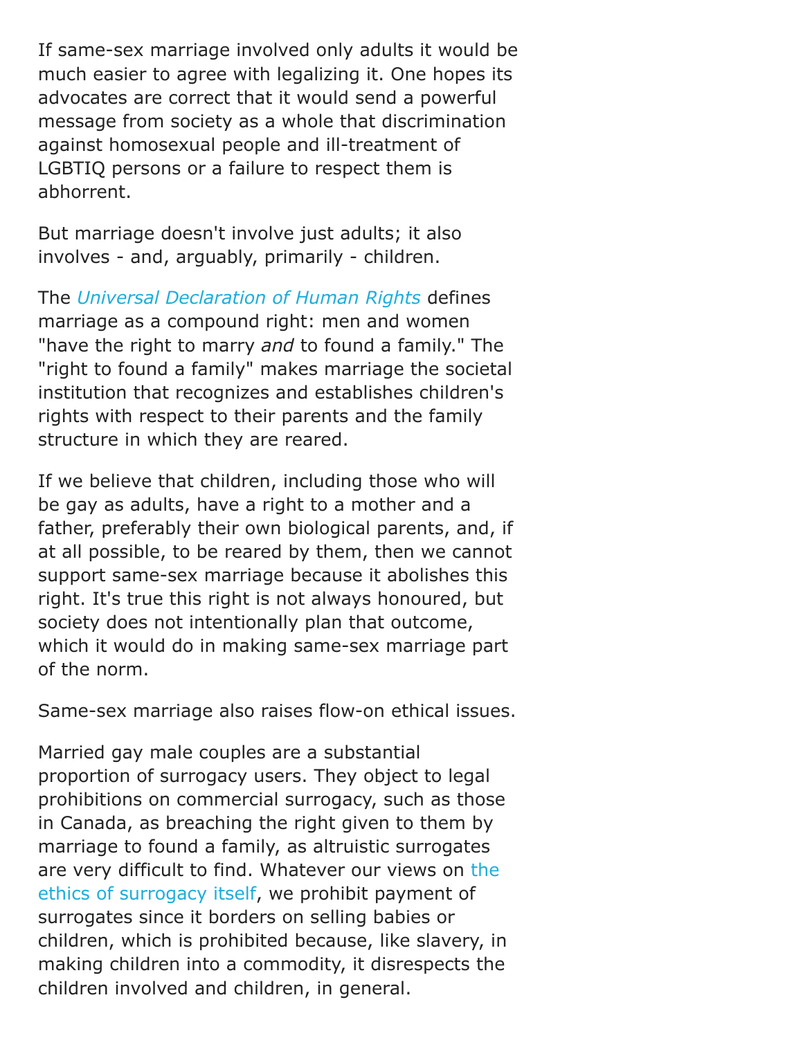If same-sex marriage involved only adults it would be much easier to agree with legalizing it. One hopes its advocates are correct that it would send a powerful message from society as a whole that discrimination against homosexual people and ill-treatment of LGBTIQ persons or a failure to respect them is abhorrent.

But marriage doesn't involve just adults; it also involves - and, arguably, primarily - children.

The *Universal Declaration of Human Rights* defines marriage as a compound right: men and women "have the right to marry *and* to found a family." The "right to found a family" makes marriage the societal institution that recognizes and establishes children's rights with respect to their parents and the family structure in which they are reared.

If we believe that children, including those who will be gay as adults, have a right to a mother and a father, preferably their own biological parents, and, if at all possible, to be reared by them, then we cannot support same-sex marriage because it abolishes this right. It's true this right is not always honoured, but society does not intentionally plan that outcome, which it would do in making same-sex marriage part of the norm.

Same-sex marriage also raises flow-on ethical issues.

Married gay male couples are a substantial proportion of surrogacy users. They object to legal prohibitions on commercial surrogacy, such as those in Canada, as breaching the right given to them by marriage to found a family, as altruistic surrogates are very difficult to find. Whatever our views on the ethics of surrogacy itself, we prohibit payment of surrogates since it borders on selling babies or children, which is prohibited because, like slavery, in making children into a commodity, it disrespects the children involved and children, in general.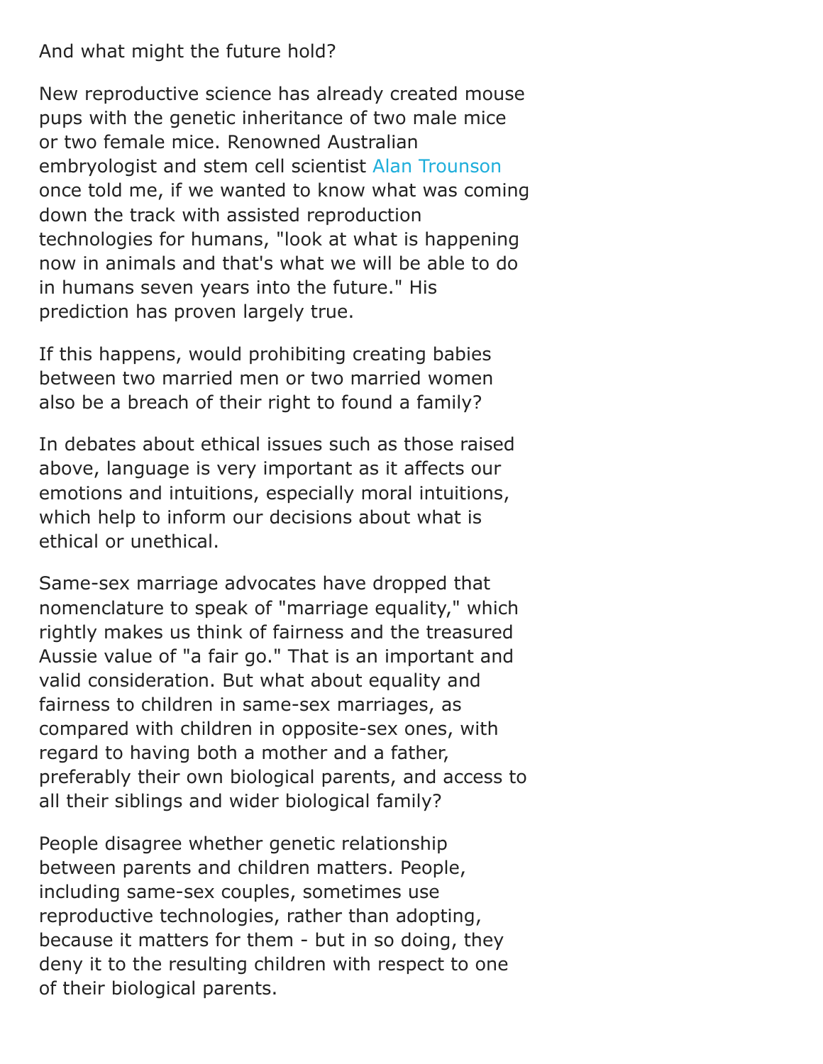And what might the future hold?

New reproductive science has already created mouse pups with the genetic inheritance of two male mice or two female mice. Renowned Australian embryologist and stem cell scientist Alan Trounson once told me, if we wanted to know what was coming down the track with assisted reproduction technologies for humans, "look at what is happening now in animals and that's what we will be able to do in humans seven years into the future." His prediction has proven largely true.

If this happens, would prohibiting creating babies between two married men or two married women also be a breach of their right to found a family?

In debates about ethical issues such as those raised above, language is very important as it affects our emotions and intuitions, especially moral intuitions, which help to inform our decisions about what is ethical or unethical.

Same-sex marriage advocates have dropped that nomenclature to speak of "marriage equality," which rightly makes us think of fairness and the treasured Aussie value of "a fair go." That is an important and valid consideration. But what about equality and fairness to children in same-sex marriages, as compared with children in opposite-sex ones, with regard to having both a mother and a father, preferably their own biological parents, and access to all their siblings and wider biological family?

People disagree whether genetic relationship between parents and children matters. People, including same-sex couples, sometimes use reproductive technologies, rather than adopting, because it matters for them - but in so doing, they deny it to the resulting children with respect to one of their biological parents.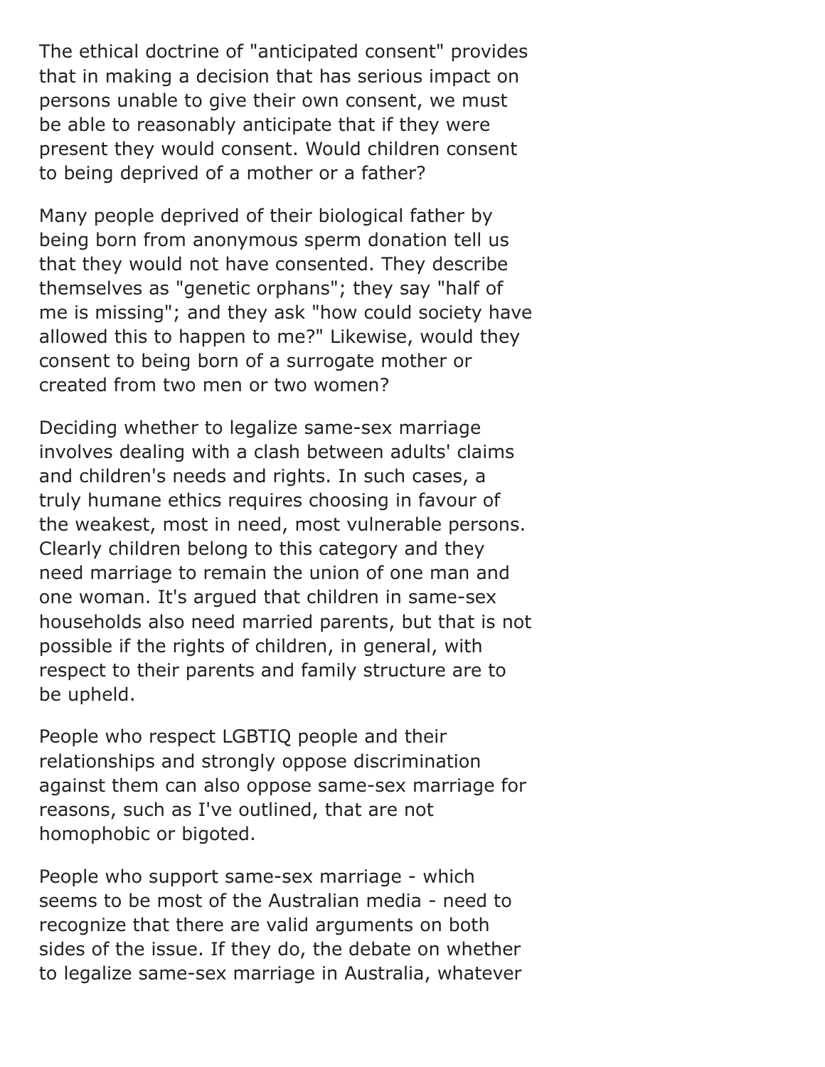The ethical doctrine of "anticipated consent" provides that in making a decision that has serious impact on persons unable to give their own consent, we must be able to reasonably anticipate that if they were present they would consent. Would children consent to being deprived of a mother or a father?

Many people deprived of their biological father by being born from anonymous sperm donation tell us that they would not have consented. They describe themselves as "genetic orphans"; they say "half of me is missing"; and they ask "how could society have allowed this to happen to me?" Likewise, would they consent to being born of a surrogate mother or created from two men or two women?

Deciding whether to legalize same-sex marriage involves dealing with a clash between adults' claims and children's needs and rights. In such cases, a truly humane ethics requires choosing in favour of the weakest, most in need, most vulnerable persons. Clearly children belong to this category and they need marriage to remain the union of one man and one woman. It's argued that children in same-sex households also need married parents, but that is not possible if the rights of children, in general, with respect to their parents and family structure are to be upheld.

People who respect LGBTIQ people and their relationships and strongly oppose discrimination against them can also oppose same-sex marriage for reasons, such as I've outlined, that are not homophobic or bigoted.

People who support same-sex marriage - which seems to be most of the Australian media - need to recognize that there are valid arguments on both sides of the issue. If they do, the debate on whether to legalize same-sex marriage in Australia, whatever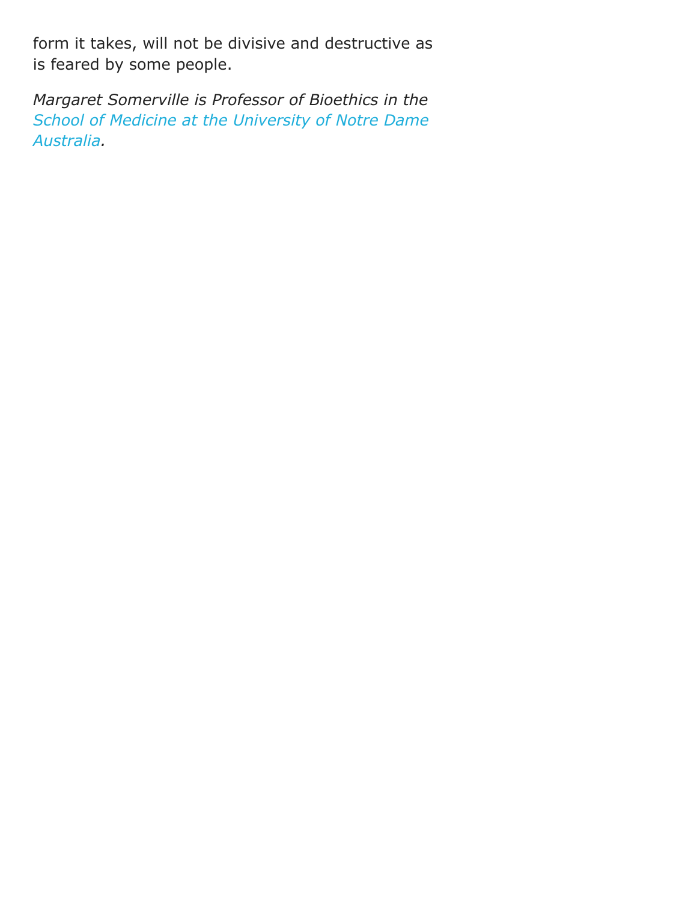form it takes, will not be divisive and destructive as is feared by some people.

*Margaret Somerville is Professor of Bioethics in the School of Medicine at the University of Notre Dame Australia.*